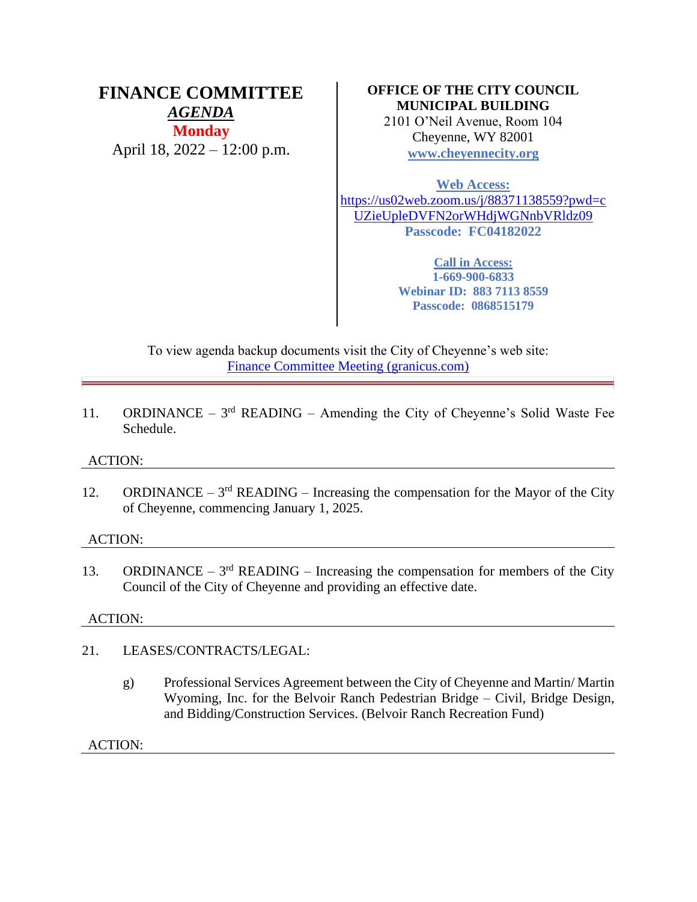# FINANCE COMMITTEE

***AGENDA***

**Monday**

April 18, 2022 – 12:00 p.m.

**OFFICE OF THE CITY COUNCIL**
**MUNICIPAL BUILDING**
2101 O'Neil Avenue, Room 104
Cheyenne, WY 82001
**www.cheyennecity.org**

**Web Access:**
https://us02web.zoom.us/j/88371138559?pwd=cUZieUpleDVFN2orWHdjWGNnbVRldz09
**Passcode: FC04182022**

**Call in Access:**
**1-669-900-6833**
**Webinar ID: 883 7113 8559**
**Passcode: 0868515179**

To view agenda backup documents visit the City of Cheyenne's web site:
Finance Committee Meeting (granicus.com)

---

11. ORDINANCE – 3rd READING – Amending the City of Cheyenne's Solid Waste Fee Schedule.

ACTION:

---

12. ORDINANCE – 3rd READING – Increasing the compensation for the Mayor of the City of Cheyenne, commencing January 1, 2025.

ACTION:

---

13. ORDINANCE – 3rd READING – Increasing the compensation for members of the City Council of the City of Cheyenne and providing an effective date.

ACTION:

---

21. LEASES/CONTRACTS/LEGAL:

    g) Professional Services Agreement between the City of Cheyenne and Martin/ Martin Wyoming, Inc. for the Belvoir Ranch Pedestrian Bridge – Civil, Bridge Design, and Bidding/Construction Services. (Belvoir Ranch Recreation Fund)

ACTION:

---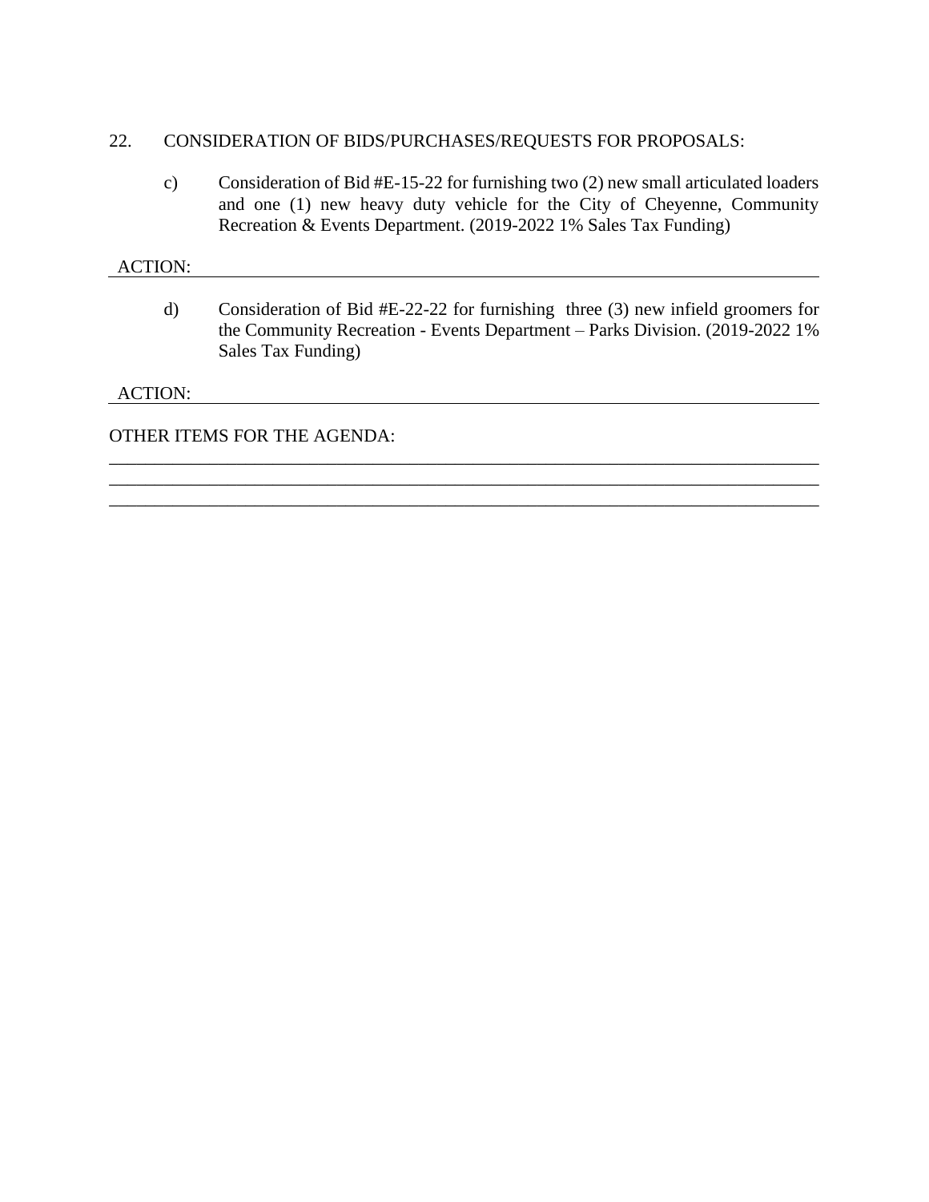22. CONSIDERATION OF BIDS/PURCHASES/REQUESTS FOR PROPOSALS:

c) Consideration of Bid #E-15-22 for furnishing two (2) new small articulated loaders and one (1) new heavy duty vehicle for the City of Cheyenne, Community Recreation & Events Department. (2019-2022 1% Sales Tax Funding)

ACTION: ______________________________________________________________

d) Consideration of Bid #E-22-22 for furnishing three (3) new infield groomers for the Community Recreation - Events Department – Parks Division. (2019-2022 1% Sales Tax Funding)

ACTION: ______________________________________________________________

OTHER ITEMS FOR THE AGENDA:

______________________________________________________________________

______________________________________________________________________

______________________________________________________________________